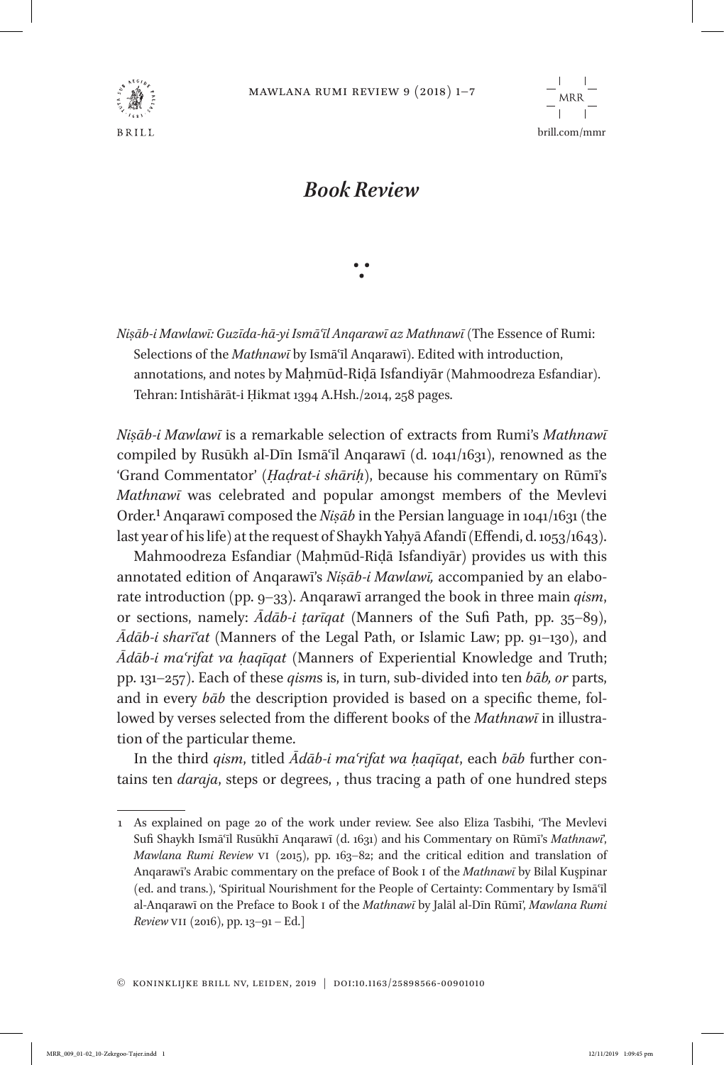# *Book Review*

∴

*Niṣāb-i Mawlawī: Guzīda-hā-yi Ismāʿīl Anqarawī az Mathnawī* (The Essence of Rumi: Selections of the *Mathnawī* by Ismāʿīl Anqarawī). Edited with introduction, annotations, and notes by Maḥmūd-Riḍā Isfandiyār (Mahmoodreza Esfandiar). Tehran: Intishārāt-i Ḥikmat 1394 A.Hsh./2014, 258 pages.

*Niṣāb-i Mawlawī* is a remarkable selection of extracts from Rumi's *Mathnawī* compiled by Rusūkh al-Dīn Ismāʿīl Anqarawī (d. 1041/1631), renowned as the 'Grand Commentator' (*Ḥaḍrat-i shāriḥ*), because his commentary on Rūmī's *Mathnawī* was celebrated and popular amongst members of the Mevlevi Order.[1] Anqarawī composed the *Niṣāb* in the Persian language in 1041/1631 (the last year of his life) at the request of Shaykh Yaḥyā Afandī (Effendi, d. 1053/1643).

Mahmoodreza Esfandiar (Maḥmūd-Riḍā Isfandiyār) provides us with this annotated edition of Anqarawī's *Niṣāb-i Mawlawī,* accompanied by an elaborate introduction (pp. 9–33). Anqarawī arranged the book in three main *qism*, or sections, namely: *Ādāb-i ṭarīqat* (Manners of the Sufi Path, pp. 35–89), *Ādāb-i sharīʿat* (Manners of the Legal Path, or Islamic Law; pp. 91–130), and *Ādāb-i maʿrifat va ḥaqīqat* (Manners of Experiential Knowledge and Truth; pp. 131–257). Each of these *qism*s is, in turn, sub-divided into ten *bāb, or* parts, and in every *bāb* the description provided is based on a specific theme, followed by verses selected from the different books of the *Mathnawī* in illustration of the particular theme.

In the third *qism*, titled *Ādāb-i maʿrifat wa ḥaqīqat*, each *bāb* further contains ten *daraja*, steps or degrees, , thus tracing a path of one hundred steps

---

1 As explained on page 20 of the work under review. See also Eliza Tasbihi, 'The Mevlevi Sufi Shaykh Ismāʿīl Rusūkhī Anqarawī (d. 1631) and his Commentary on Rūmī's *Mathnawī*', *Mawlana Rumi Review* VI (2015), pp. 163–82; and the critical edition and translation of Anqarawī's Arabic commentary on the preface of Book I of the *Mathnawī* by Bilal Kuşpinar (ed. and trans.), 'Spiritual Nourishment for the People of Certainty: Commentary by Ismāʿīl al-Anqarawī on the Preface to Book I of the *Mathnawī* by Jalāl al-Dīn Rūmī', *Mawlana Rumi Review* VII (2016), pp. 13–91 – Ed.]

© KONINKLIJKE BRILL NV, LEIDEN, 2019 | DOI:10.1163/25898566-00901010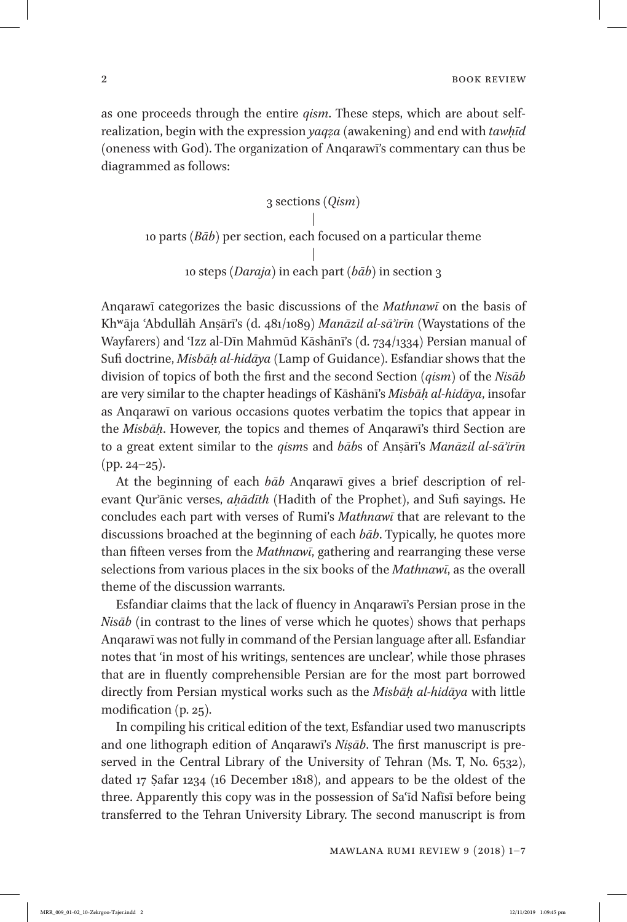as one proceeds through the entire *qism*. These steps, which are about self-realization, begin with the expression *yaqẓa* (awakening) and end with *tawḥīd* (oneness with God). The organization of Anqarawī's commentary can thus be diagrammed as follows:

3 sections (*Qism*)

|

10 parts (*Bāb*) per section, each focused on a particular theme

|

10 steps (*Daraja*) in each part (*bāb*) in section 3

Anqarawī categorizes the basic discussions of the *Mathnawī* on the basis of Khwāja ʿAbdullāh Anṣārī's (d. 481/1089) *Manāzil al-sā'irīn* (Waystations of the Wayfarers) and ʿIzz al-Dīn Mahmūd Kāshānī's (d. 734/1334) Persian manual of Sufi doctrine, *Misbāḥ al-hidāya* (Lamp of Guidance). Esfandiar shows that the division of topics of both the first and the second Section (*qism*) of the *Nisāb* are very similar to the chapter headings of Kāshānī's *Misbāḥ al-hidāya*, insofar as Anqarawī on various occasions quotes verbatim the topics that appear in the *Misbāḥ*. However, the topics and themes of Anqarawī's third Section are to a great extent similar to the *qism*s and *bāb*s of Anṣārī's *Manāzil al-sā'irīn* (pp. 24–25).

At the beginning of each *bāb* Anqarawī gives a brief description of relevant Qur'ānic verses, *aḥādīth* (Hadith of the Prophet), and Sufi sayings. He concludes each part with verses of Rumi's *Mathnawī* that are relevant to the discussions broached at the beginning of each *bāb*. Typically, he quotes more than fifteen verses from the *Mathnawī*, gathering and rearranging these verse selections from various places in the six books of the *Mathnawī*, as the overall theme of the discussion warrants.

Esfandiar claims that the lack of fluency in Anqarawī's Persian prose in the *Nisāb* (in contrast to the lines of verse which he quotes) shows that perhaps Anqarawī was not fully in command of the Persian language after all. Esfandiar notes that 'in most of his writings, sentences are unclear', while those phrases that are in fluently comprehensible Persian are for the most part borrowed directly from Persian mystical works such as the *Misbāḥ al-hidāya* with little modification (p. 25).

In compiling his critical edition of the text, Esfandiar used two manuscripts and one lithograph edition of Anqarawī's *Niṣāb*. The first manuscript is preserved in the Central Library of the University of Tehran (Ms. T, No. 6532), dated 17 Ṣafar 1234 (16 December 1818), and appears to be the oldest of the three. Apparently this copy was in the possession of Saʿīd Nafīsī before being transferred to the Tehran University Library. The second manuscript is from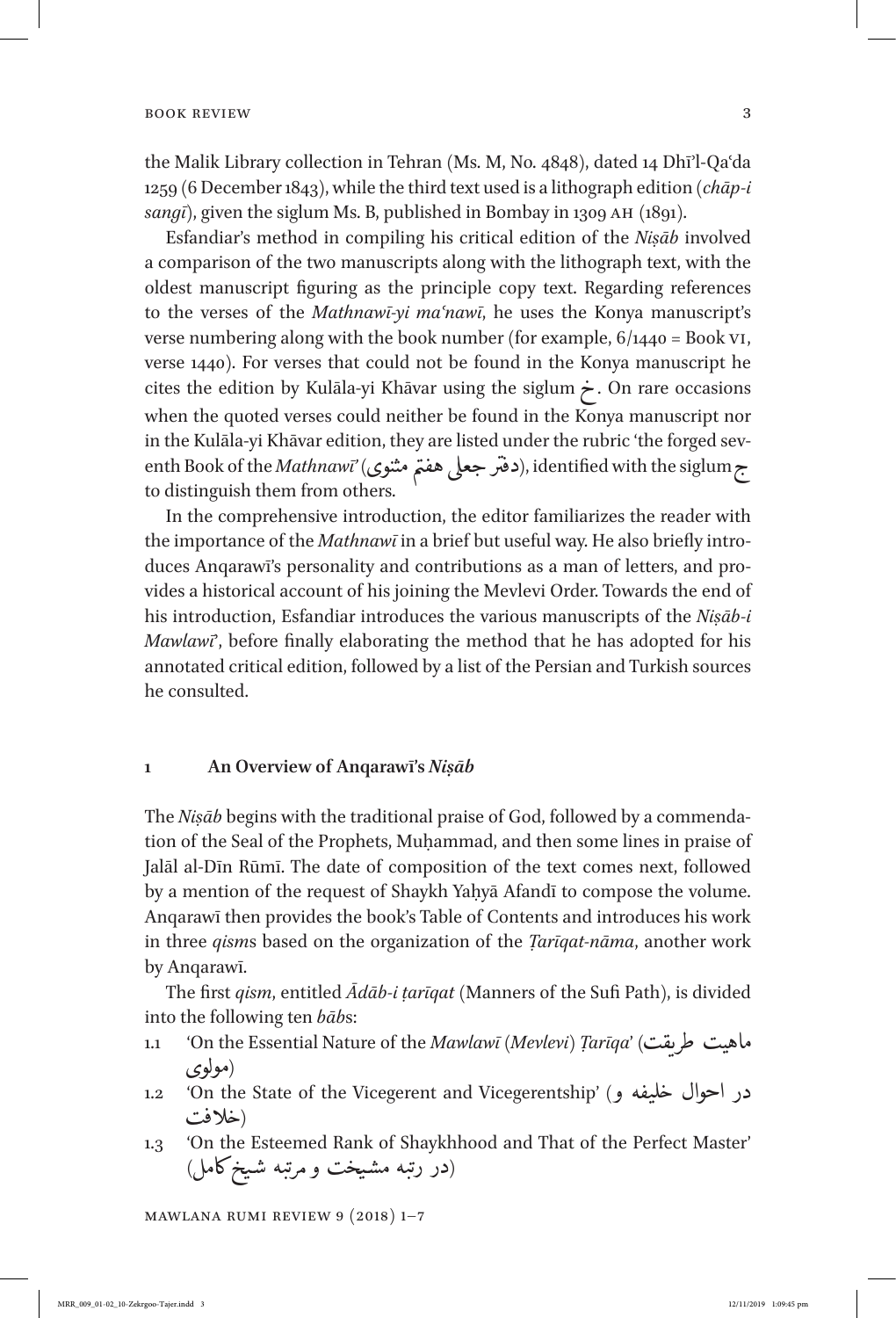the Malik Library collection in Tehran (Ms. M, No. 4848), dated 14 Dhī'l-Qaʿda 1259 (6 December 1843), while the third text used is a lithograph edition (*chāp-i sangī*), given the siglum Ms. B, published in Bombay in 1309 AH (1891).

Esfandiar's method in compiling his critical edition of the *Niṣāb* involved a comparison of the two manuscripts along with the lithograph text, with the oldest manuscript figuring as the principle copy text. Regarding references to the verses of the *Mathnawī-yi maʿnawī*, he uses the Konya manuscript's verse numbering along with the book number (for example, 6/1440 = Book VI, verse 1440). For verses that could not be found in the Konya manuscript he cites the edition by Kulāla-yi Khāvar using the siglum خ. On rare occasions when the quoted verses could neither be found in the Konya manuscript nor in the Kulāla-yi Khāvar edition, they are listed under the rubric 'the forged seventh Book of the *Mathnawī*' (دفتر جعلی هفتم مثنوی), identified with the siglum ج to distinguish them from others.

In the comprehensive introduction, the editor familiarizes the reader with the importance of the *Mathnawī* in a brief but useful way. He also briefly introduces Anqarawī's personality and contributions as a man of letters, and provides a historical account of his joining the Mevlevi Order. Towards the end of his introduction, Esfandiar introduces the various manuscripts of the *Niṣāb-i Mawlawī*, before finally elaborating the method that he has adopted for his annotated critical edition, followed by a list of the Persian and Turkish sources he consulted.

## 1 An Overview of Anqarawī's *Niṣāb*

The *Niṣāb* begins with the traditional praise of God, followed by a commendation of the Seal of the Prophets, Muḥammad, and then some lines in praise of Jalāl al-Dīn Rūmī. The date of composition of the text comes next, followed by a mention of the request of Shaykh Yaḥyā Afandī to compose the volume. Anqarawī then provides the book's Table of Contents and introduces his work in three *qism*s based on the organization of the *Ṭarīqat-nāma*, another work by Anqarawī.

The first *qism*, entitled *Ādāb-i ṭarīqat* (Manners of the Sufi Path), is divided into the following ten *bāb*s:

1.1 'On the Essential Nature of the *Mawlawī* (*Mevlevi*) *Ṭarīqa*' (ماهیت طریقت مولوی)
1.2 'On the State of the Vicegerent and Vicegerentship' (در احوال خلیفه و خلافت)
1.3 'On the Esteemed Rank of Shaykhhood and That of the Perfect Master' (در رتبه مشیخت و مرتبه شیخ کامل)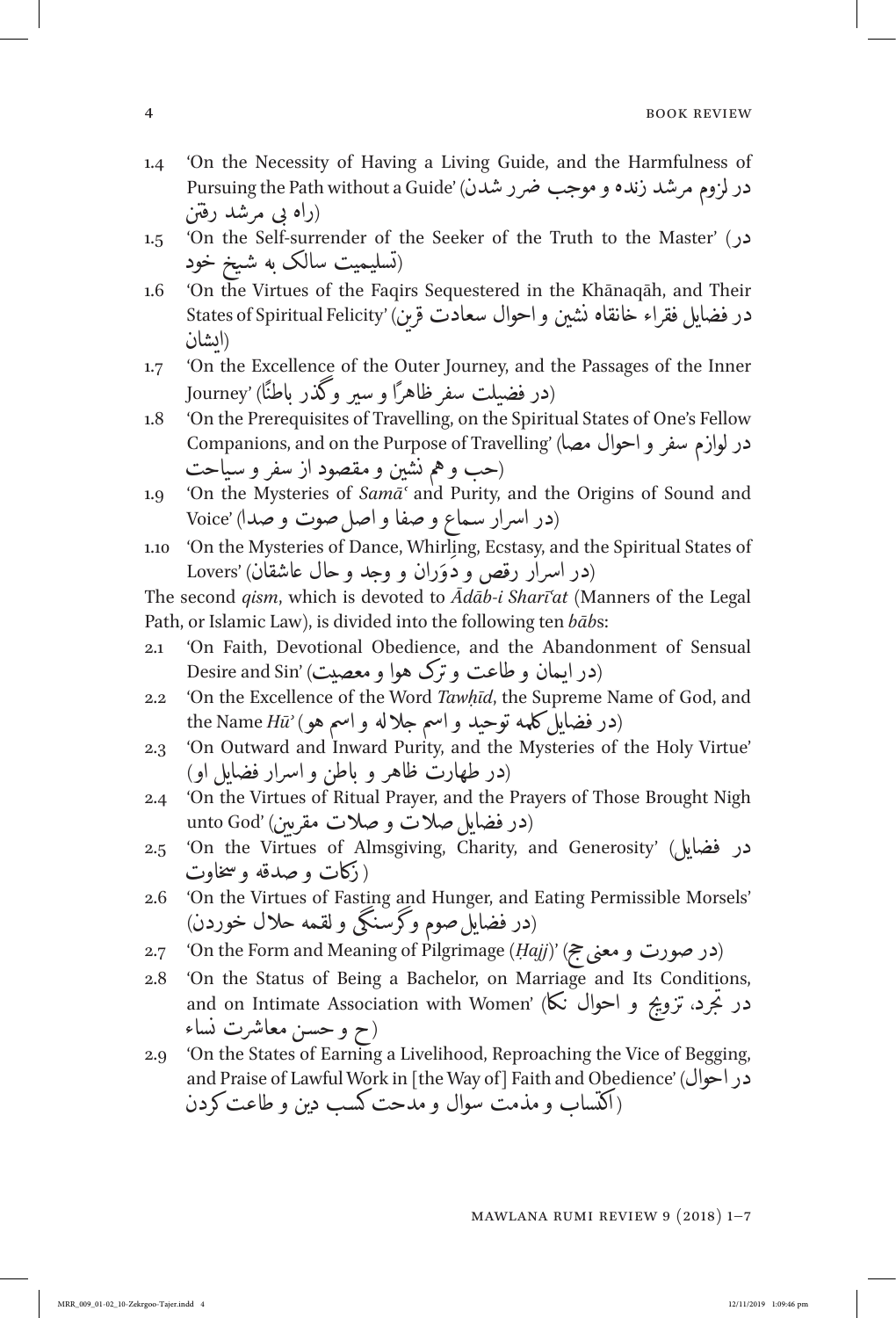1.4 'On the Necessity of Having a Living Guide, and the Harmfulness of Pursuing the Path without a Guide' (در لزوم مرشد زنده و موجب ضرر شدن راه بی مرشد رفتن)

1.5 'On the Self-surrender of the Seeker of the Truth to the Master' (در تسلیمیت سالک به شیخ خود)

1.6 'On the Virtues of the Faqirs Sequestered in the Khānaqāh, and Their States of Spiritual Felicity' (در فضایل فقراء خانقاه نشین و احوال سعادت قرین ایشان)

1.7 'On the Excellence of the Outer Journey, and the Passages of the Inner Journey' (در فضیلت سفر ظاهرًا و سیر وگذر باطنًا)

1.8 'On the Prerequisites of Travelling, on the Spiritual States of One's Fellow Companions, and on the Purpose of Travelling' (در لوازم سفر و احوال مصاحب و هم نشین و مقصود از سفر و سیاحت)

1.9 'On the Mysteries of *Samāʿ* and Purity, and the Origins of Sound and Voice' (در اسرار سماع و صفا و اصل صوت و صدا)

1.10 'On the Mysteries of Dance, Whirling, Ecstasy, and the Spiritual States of Lovers' (در اسرار رقص و دَوَران و وجد و حال عاشقان)

The second *qism*, which is devoted to *Ādāb-i Sharīʿat* (Manners of the Legal Path, or Islamic Law), is divided into the following ten *bāb*s:

2.1 'On Faith, Devotional Obedience, and the Abandonment of Sensual Desire and Sin' (در ایمان و طاعت و ترک هوا و معصیت)

2.2 'On the Excellence of the Word *Tawḥīd*, the Supreme Name of God, and the Name *Hū*' (در فضایل کلمه توحید و اسم جلاله و اسم هو)

2.3 'On Outward and Inward Purity, and the Mysteries of the Holy Virtue' (در طهارت ظاهر و باطن و اسرار فضایل او)

2.4 'On the Virtues of Ritual Prayer, and the Prayers of Those Brought Nigh unto God' (در فضایل صلات و صلات مقربین)

2.5 'On the Virtues of Almsgiving, Charity, and Generosity' (در فضایل زکات و صدقه و سخاوت)

2.6 'On the Virtues of Fasting and Hunger, and Eating Permissible Morsels' (در فضایل صوم و گرسنگی و لقمه حلال خوردن)

2.7 'On the Form and Meaning of Pilgrimage (*Ḥajj*)' (در صورت و معنی حج)

2.8 'On the Status of Being a Bachelor, on Marriage and Its Conditions, and on Intimate Association with Women' (در تجرد، تزویج و احوال نکاح و حسن معاشرت نساء)

2.9 'On the States of Earning a Livelihood, Reproaching the Vice of Begging, and Praise of Lawful Work in [the Way of] Faith and Obedience' (در احوال اکتساب و مذمت سوال و مدحت کسب دین و طاعت کردن)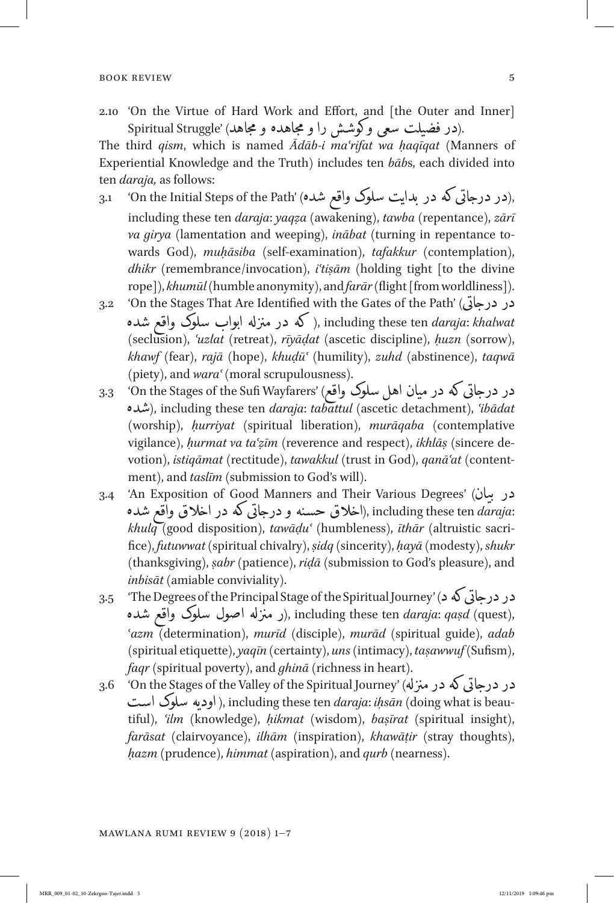2.10 'On the Virtue of Hard Work and Effort, and [the Outer and Inner] Spiritual Struggle' (در فضیلت سعی وکوشش را و مجاهده و مجاهد).

The third *qism*, which is named *Ādāb-i maʿrifat wa ḥaqīqat* (Manners of Experiential Knowledge and the Truth) includes ten *bāb*s, each divided into ten *daraja,* as follows:

3.1 'On the Initial Steps of the Path' (در درجاتی که در بدایت سلوک واقع شده), including these ten *daraja*: *yaqẓa* (awakening), *tawba* (repentance), *zārī va girya* (lamentation and weeping), *inābat* (turning in repentance towards God), *muḥāsiba* (self-examination), *tafakkur* (contemplation), *dhikr* (remembrance/invocation), *iʿtiṣām* (holding tight [to the divine rope]), *khumūl* (humble anonymity), and *farār* (flight [from worldliness]).

3.2 'On the Stages That Are Identified with the Gates of the Path' (در درجاتی که در منزله ابواب سلوک واقع شده), including these ten *daraja*: *khalwat* (seclusion), *ʿuzlat* (retreat), *rīyāḍat* (ascetic discipline), *ḥuzn* (sorrow), *khawf* (fear), *rajā* (hope), *khuḍūʿ* (humility), *zuhd* (abstinence), *taqwā* (piety), and *waraʿ* (moral scrupulousness).

3.3 'On the Stages of the Sufi Wayfarers' (در درجاتی که در میان اهل سلوک واقع شده), including these ten *daraja*: *tabattul* (ascetic detachment), *ʿibādat* (worship), *ḥurriyat* (spiritual liberation), *murāqaba* (contemplative vigilance), *ḥurmat va taʿẓīm* (reverence and respect), *ikhlāṣ* (sincere devotion), *istiqāmat* (rectitude), *tawakkul* (trust in God), *qanāʿat* (contentment), and *taslīm* (submission to God's will).

3.4 'An Exposition of Good Manners and Their Various Degrees' (در بیان اخلاق حسنه و درجاتی که در اخلاق واقع شده), including these ten *daraja*: *khulq* (good disposition), *tawāḍuʿ* (humbleness), *īthār* (altruistic sacrifice), *futuwwat* (spiritual chivalry), *ṣidq* (sincerity), *ḥayā* (modesty), *shukr* (thanksgiving), *ṣabr* (patience), *riḍā* (submission to God's pleasure), and *inbisāt* (amiable conviviality).

3.5 'The Degrees of the Principal Stage of the Spiritual Journey' (در درجاتی که در منزله اصول سلوک واقع شده), including these ten *daraja*: *qaṣd* (quest), ʿ*azm* (determination), *murīd* (disciple), *murād* (spiritual guide), *adab* (spiritual etiquette), *yaqīn* (certainty), *uns* (intimacy), *taṣawwuf* (Sufism), *faqr* (spiritual poverty), and *ghinā* (richness in heart).

3.6 'On the Stages of the Valley of the Spiritual Journey' (در درجاتی که در منزله اودیه سلوک است), including these ten *daraja*: *iḥsān* (doing what is beautiful), *ʿilm* (knowledge), *ḥikmat* (wisdom), *baṣīrat* (spiritual insight), *farāsat* (clairvoyance), *ilhām* (inspiration), *khawāṭir* (stray thoughts), *ḥazm* (prudence), *himmat* (aspiration), and *qurb* (nearness).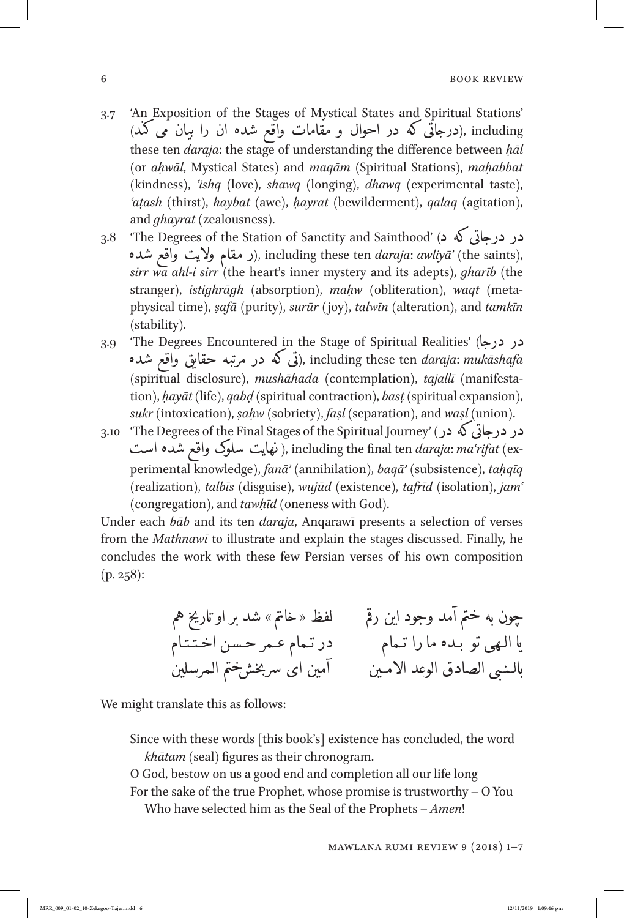3.7 'An Exposition of the Stages of Mystical States and Spiritual Stations' (درجاتی که در احوال و مقامات واقع شده ان را بیان می کند), including these ten *daraja*: the stage of understanding the difference between *ḥāl* (or *aḥwāl*, Mystical States) and *maqām* (Spiritual Stations), *maḥabbat* (kindness), *ʿishq* (love), *shawq* (longing), *dhawq* (experimental taste), *ʿaṭash* (thirst), *haybat* (awe), *ḥayrat* (bewilderment), *qalaq* (agitation), and *ghayrat* (zealousness).

3.8 'The Degrees of the Station of Sanctity and Sainthood' (در درجاتی که در مقام ولایت واقع شده), including these ten *daraja*: *awliyāʾ* (the saints), *sirr wa ahl-i sirr* (the heart's inner mystery and its adepts), *gharīb* (the stranger), *istighrāgh* (absorption), *maḥw* (obliteration), *waqt* (metaphysical time), *ṣafā* (purity), *surūr* (joy), *talwīn* (alteration), and *tamkīn* (stability).

3.9 'The Degrees Encountered in the Stage of Spiritual Realities' (در درجاتی که در مرتبه حقایق واقع شده), including these ten *daraja*: *mukāshafa* (spiritual disclosure), *mushāhada* (contemplation), *tajallī* (manifestation), *ḥayāt* (life), *qabḍ* (spiritual contraction), *basṭ* (spiritual expansion), *sukr* (intoxication), *ṣaḥw* (sobriety), *faṣl* (separation), and *waṣl* (union).

3.10 'The Degrees of the Final Stages of the Spiritual Journey' (در درجاتی که در نهایت سلوک واقع شده است), including the final ten *daraja*: *maʿrifat* (experimental knowledge), *fanāʾ* (annihilation), *baqāʾ* (subsistence), *taḥqīq* (realization), *talbīs* (disguise), *wujūd* (existence), *tafrīd* (isolation), *jamʿ* (congregation), and *tawḥīd* (oneness with God).

Under each *bāb* and its ten *daraja*, Anqarawī presents a selection of verses from the *Mathnawī* to illustrate and explain the stages discussed. Finally, he concludes the work with these few Persian verses of his own composition (p. 258):

چون به ختم آمد وجود این رقم     لفظ «خاتم» شد بر او تاریخ هم
یا الهی تو بده ما را تمام     در تمام عمر حسن اختتام
بالنبی الصادق الوعد الامین     آمین ای سربخش ختم المرسلین

We might translate this as follows:

Since with these words [this book's] existence has concluded, the word *khātam* (seal) figures as their chronogram.
O God, bestow on us a good end and completion all our life long
For the sake of the true Prophet, whose promise is trustworthy – O You Who have selected him as the Seal of the Prophets – *Amen*!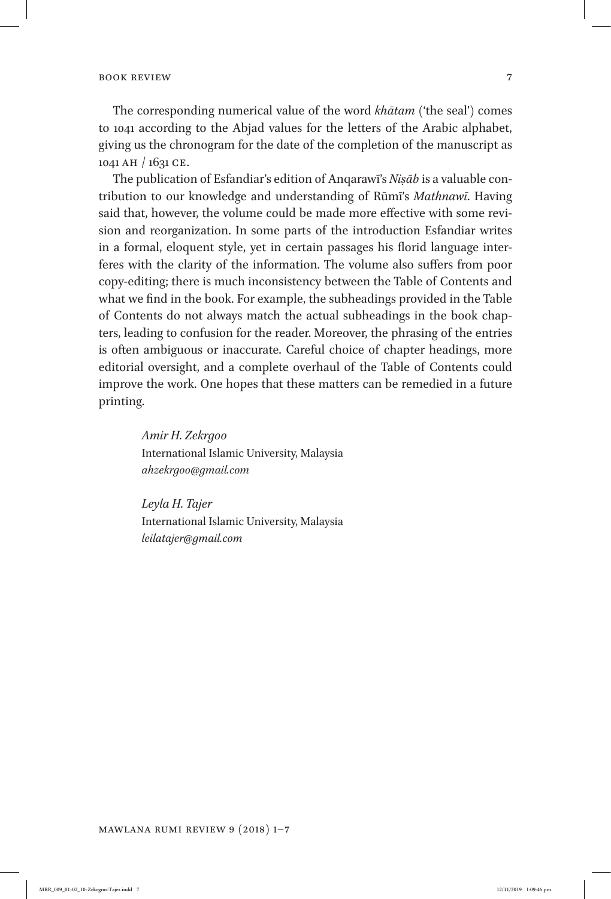The corresponding numerical value of the word *khātam* ('the seal') comes to 1041 according to the Abjad values for the letters of the Arabic alphabet, giving us the chronogram for the date of the completion of the manuscript as 1041 AH / 1631 CE.

The publication of Esfandiar's edition of Anqarawī's *Niṣāb* is a valuable contribution to our knowledge and understanding of Rūmī's *Mathnawī*. Having said that, however, the volume could be made more effective with some revision and reorganization. In some parts of the introduction Esfandiar writes in a formal, eloquent style, yet in certain passages his florid language interferes with the clarity of the information. The volume also suffers from poor copy-editing; there is much inconsistency between the Table of Contents and what we find in the book. For example, the subheadings provided in the Table of Contents do not always match the actual subheadings in the book chapters, leading to confusion for the reader. Moreover, the phrasing of the entries is often ambiguous or inaccurate. Careful choice of chapter headings, more editorial oversight, and a complete overhaul of the Table of Contents could improve the work. One hopes that these matters can be remedied in a future printing.

*Amir H. Zekrgoo*
International Islamic University, Malaysia
*ahzekrgoo@gmail.com*

*Leyla H. Tajer*
International Islamic University, Malaysia
*leilatajer@gmail.com*